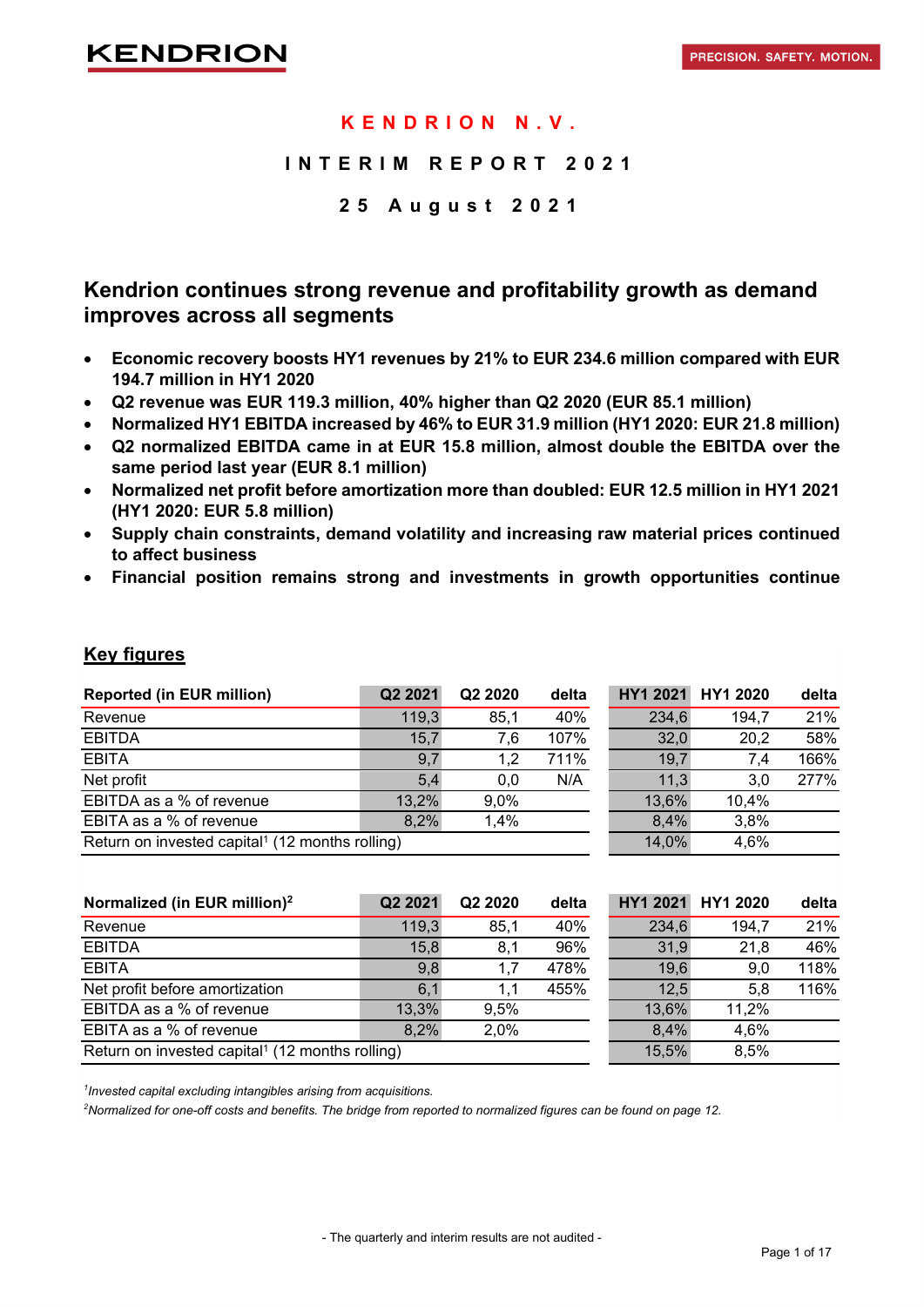KENDRION — PRECISION. SAFETY. MOTION.

# KENDRION N.V.

## INTERIM REPORT 2021

### 25 August 2021

## Kendrion continues strong revenue and profitability growth as demand improves across all segments

- **Economic recovery boosts HY1 revenues by 21% to EUR 234.6 million compared with EUR 194.7 million in HY1 2020**
- **Q2 revenue was EUR 119.3 million, 40% higher than Q2 2020 (EUR 85.1 million)**
- **Normalized HY1 EBITDA increased by 46% to EUR 31.9 million (HY1 2020: EUR 21.8 million)**
- **Q2 normalized EBITDA came in at EUR 15.8 million, almost double the EBITDA over the same period last year (EUR 8.1 million)**
- **Normalized net profit before amortization more than doubled: EUR 12.5 million in HY1 2021 (HY1 2020: EUR 5.8 million)**
- **Supply chain constraints, demand volatility and increasing raw material prices continued to affect business**
- **Financial position remains strong and investments in growth opportunities continue**

## Key figures

| Reported (in EUR million) | Q2 2021 | Q2 2020 | delta | HY1 2021 | HY1 2020 | delta |
|---|---|---|---|---|---|---|
| Revenue | 119,3 | 85,1 | 40% | 234,6 | 194,7 | 21% |
| EBITDA | 15,7 | 7,6 | 107% | 32,0 | 20,2 | 58% |
| EBITA | 9,7 | 1,2 | 711% | 19,7 | 7,4 | 166% |
| Net profit | 5,4 | 0,0 | N/A | 11,3 | 3,0 | 277% |
| EBITDA as a % of revenue | 13,2% | 9,0% | | 13,6% | 10,4% | |
| EBITA as a % of revenue | 8,2% | 1,4% | | 8,4% | 3,8% | |
| Return on invested capital[1] (12 months rolling) | | | | 14,0% | 4,6% | |

| Normalized (in EUR million)[2] | Q2 2021 | Q2 2020 | delta | HY1 2021 | HY1 2020 | delta |
|---|---|---|---|---|---|---|
| Revenue | 119,3 | 85,1 | 40% | 234,6 | 194,7 | 21% |
| EBITDA | 15,8 | 8,1 | 96% | 31,9 | 21,8 | 46% |
| EBITA | 9,8 | 1,7 | 478% | 19,6 | 9,0 | 118% |
| Net profit before amortization | 6,1 | 1,1 | 455% | 12,5 | 5,8 | 116% |
| EBITDA as a % of revenue | 13,3% | 9,5% | | 13,6% | 11,2% | |
| EBITA as a % of revenue | 8,2% | 2,0% | | 8,4% | 4,6% | |
| Return on invested capital[1] (12 months rolling) | | | | 15,5% | 8,5% | |

*[1]Invested capital excluding intangibles arising from acquisitions.*

*[2]Normalized for one-off costs and benefits. The bridge from reported to normalized figures can be found on page 12.*

- The quarterly and interim results are not audited -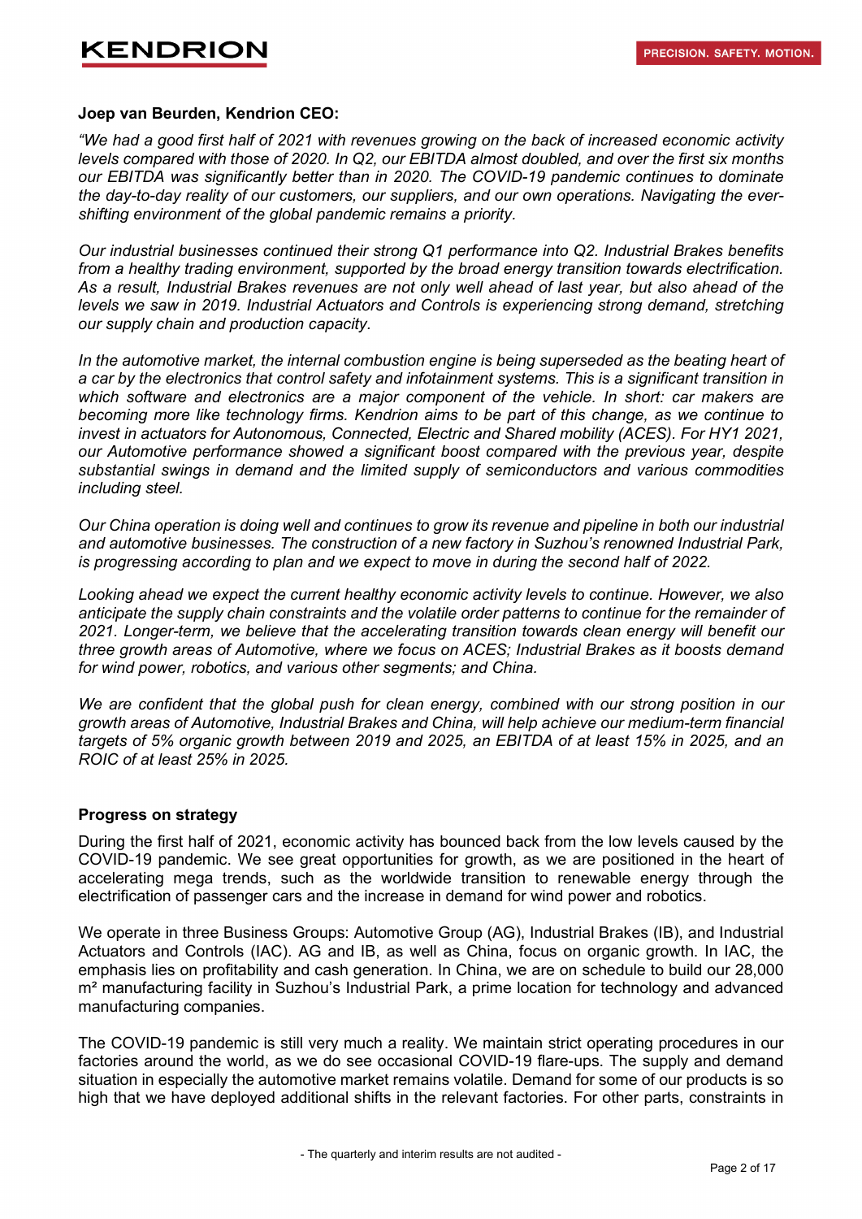**Joep van Beurden, Kendrion CEO:**

*"We had a good first half of 2021 with revenues growing on the back of increased economic activity levels compared with those of 2020. In Q2, our EBITDA almost doubled, and over the first six months our EBITDA was significantly better than in 2020. The COVID-19 pandemic continues to dominate the day-to-day reality of our customers, our suppliers, and our own operations. Navigating the ever-shifting environment of the global pandemic remains a priority.*

*Our industrial businesses continued their strong Q1 performance into Q2. Industrial Brakes benefits from a healthy trading environment, supported by the broad energy transition towards electrification. As a result, Industrial Brakes revenues are not only well ahead of last year, but also ahead of the levels we saw in 2019. Industrial Actuators and Controls is experiencing strong demand, stretching our supply chain and production capacity.*

*In the automotive market, the internal combustion engine is being superseded as the beating heart of a car by the electronics that control safety and infotainment systems. This is a significant transition in which software and electronics are a major component of the vehicle. In short: car makers are becoming more like technology firms. Kendrion aims to be part of this change, as we continue to invest in actuators for Autonomous, Connected, Electric and Shared mobility (ACES). For HY1 2021, our Automotive performance showed a significant boost compared with the previous year, despite substantial swings in demand and the limited supply of semiconductors and various commodities including steel.*

*Our China operation is doing well and continues to grow its revenue and pipeline in both our industrial and automotive businesses. The construction of a new factory in Suzhou's renowned Industrial Park, is progressing according to plan and we expect to move in during the second half of 2022.*

*Looking ahead we expect the current healthy economic activity levels to continue. However, we also anticipate the supply chain constraints and the volatile order patterns to continue for the remainder of 2021. Longer-term, we believe that the accelerating transition towards clean energy will benefit our three growth areas of Automotive, where we focus on ACES; Industrial Brakes as it boosts demand for wind power, robotics, and various other segments; and China.*

*We are confident that the global push for clean energy, combined with our strong position in our growth areas of Automotive, Industrial Brakes and China, will help achieve our medium-term financial targets of 5% organic growth between 2019 and 2025, an EBITDA of at least 15% in 2025, and an ROIC of at least 25% in 2025.*

**Progress on strategy**

During the first half of 2021, economic activity has bounced back from the low levels caused by the COVID-19 pandemic. We see great opportunities for growth, as we are positioned in the heart of accelerating mega trends, such as the worldwide transition to renewable energy through the electrification of passenger cars and the increase in demand for wind power and robotics.

We operate in three Business Groups: Automotive Group (AG), Industrial Brakes (IB), and Industrial Actuators and Controls (IAC). AG and IB, as well as China, focus on organic growth. In IAC, the emphasis lies on profitability and cash generation. In China, we are on schedule to build our 28,000 m² manufacturing facility in Suzhou's Industrial Park, a prime location for technology and advanced manufacturing companies.

The COVID-19 pandemic is still very much a reality. We maintain strict operating procedures in our factories around the world, as we do see occasional COVID-19 flare-ups. The supply and demand situation in especially the automotive market remains volatile. Demand for some of our products is so high that we have deployed additional shifts in the relevant factories. For other parts, constraints in

- The quarterly and interim results are not audited -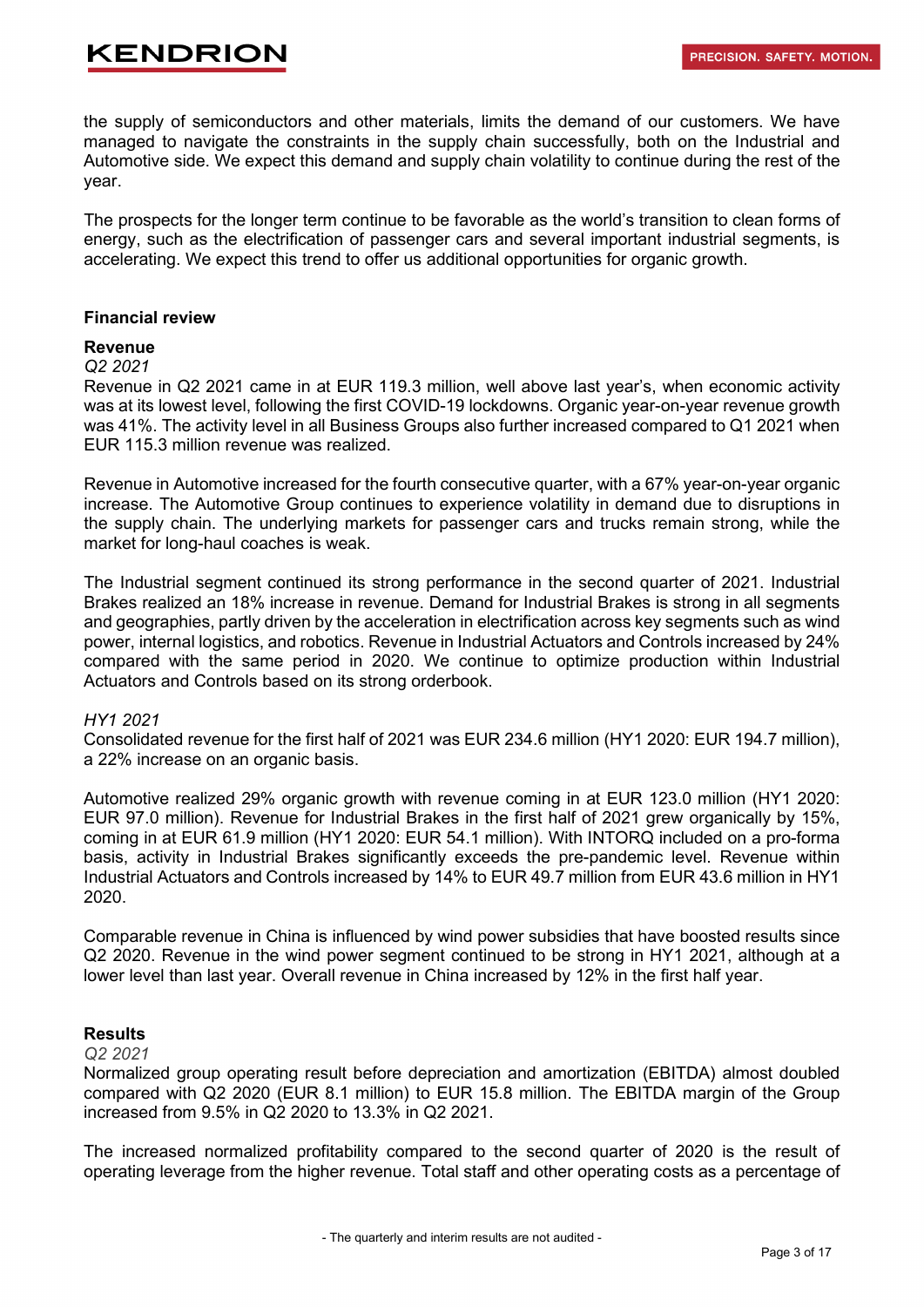the supply of semiconductors and other materials, limits the demand of our customers. We have managed to navigate the constraints in the supply chain successfully, both on the Industrial and Automotive side. We expect this demand and supply chain volatility to continue during the rest of the year.

The prospects for the longer term continue to be favorable as the world's transition to clean forms of energy, such as the electrification of passenger cars and several important industrial segments, is accelerating. We expect this trend to offer us additional opportunities for organic growth.

## Financial review

### Revenue

*Q2 2021*

Revenue in Q2 2021 came in at EUR 119.3 million, well above last year's, when economic activity was at its lowest level, following the first COVID-19 lockdowns. Organic year-on-year revenue growth was 41%. The activity level in all Business Groups also further increased compared to Q1 2021 when EUR 115.3 million revenue was realized.

Revenue in Automotive increased for the fourth consecutive quarter, with a 67% year-on-year organic increase. The Automotive Group continues to experience volatility in demand due to disruptions in the supply chain. The underlying markets for passenger cars and trucks remain strong, while the market for long-haul coaches is weak.

The Industrial segment continued its strong performance in the second quarter of 2021. Industrial Brakes realized an 18% increase in revenue. Demand for Industrial Brakes is strong in all segments and geographies, partly driven by the acceleration in electrification across key segments such as wind power, internal logistics, and robotics. Revenue in Industrial Actuators and Controls increased by 24% compared with the same period in 2020. We continue to optimize production within Industrial Actuators and Controls based on its strong orderbook.

*HY1 2021*

Consolidated revenue for the first half of 2021 was EUR 234.6 million (HY1 2020: EUR 194.7 million), a 22% increase on an organic basis.

Automotive realized 29% organic growth with revenue coming in at EUR 123.0 million (HY1 2020: EUR 97.0 million). Revenue for Industrial Brakes in the first half of 2021 grew organically by 15%, coming in at EUR 61.9 million (HY1 2020: EUR 54.1 million). With INTORQ included on a pro-forma basis, activity in Industrial Brakes significantly exceeds the pre-pandemic level. Revenue within Industrial Actuators and Controls increased by 14% to EUR 49.7 million from EUR 43.6 million in HY1 2020.

Comparable revenue in China is influenced by wind power subsidies that have boosted results since Q2 2020. Revenue in the wind power segment continued to be strong in HY1 2021, although at a lower level than last year. Overall revenue in China increased by 12% in the first half year.

### Results

*Q2 2021*

Normalized group operating result before depreciation and amortization (EBITDA) almost doubled compared with Q2 2020 (EUR 8.1 million) to EUR 15.8 million. The EBITDA margin of the Group increased from 9.5% in Q2 2020 to 13.3% in Q2 2021.

The increased normalized profitability compared to the second quarter of 2020 is the result of operating leverage from the higher revenue. Total staff and other operating costs as a percentage of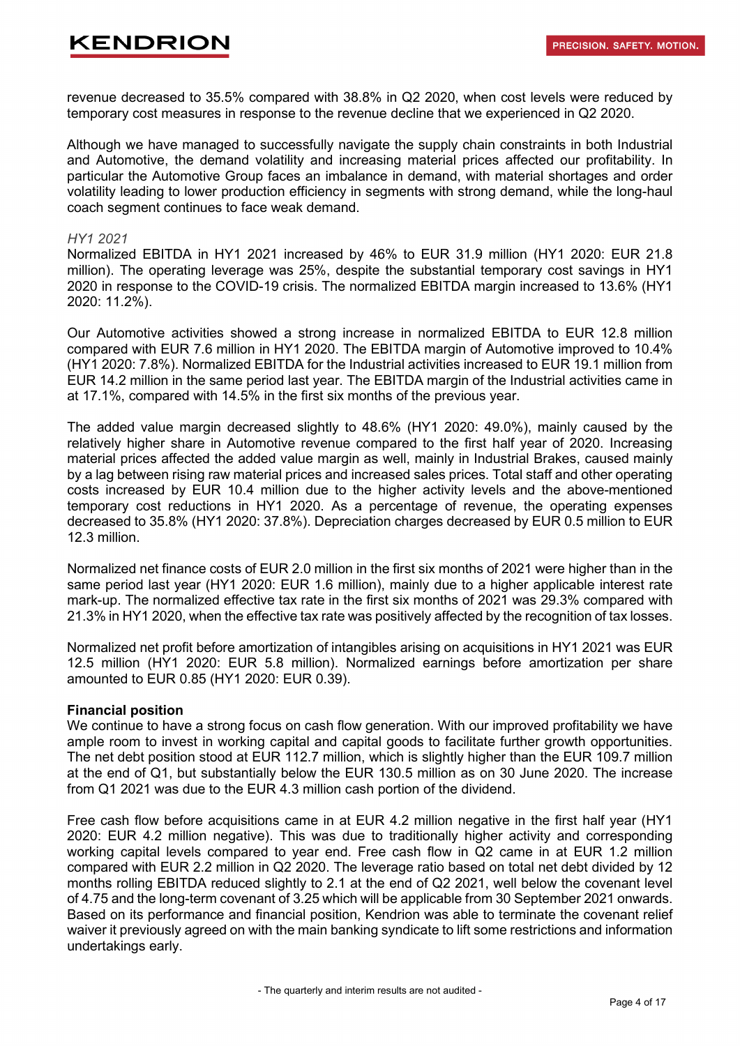revenue decreased to 35.5% compared with 38.8% in Q2 2020, when cost levels were reduced by temporary cost measures in response to the revenue decline that we experienced in Q2 2020.

Although we have managed to successfully navigate the supply chain constraints in both Industrial and Automotive, the demand volatility and increasing material prices affected our profitability. In particular the Automotive Group faces an imbalance in demand, with material shortages and order volatility leading to lower production efficiency in segments with strong demand, while the long-haul coach segment continues to face weak demand.

*HY1 2021*

Normalized EBITDA in HY1 2021 increased by 46% to EUR 31.9 million (HY1 2020: EUR 21.8 million). The operating leverage was 25%, despite the substantial temporary cost savings in HY1 2020 in response to the COVID-19 crisis. The normalized EBITDA margin increased to 13.6% (HY1 2020: 11.2%).

Our Automotive activities showed a strong increase in normalized EBITDA to EUR 12.8 million compared with EUR 7.6 million in HY1 2020. The EBITDA margin of Automotive improved to 10.4% (HY1 2020: 7.8%). Normalized EBITDA for the Industrial activities increased to EUR 19.1 million from EUR 14.2 million in the same period last year. The EBITDA margin of the Industrial activities came in at 17.1%, compared with 14.5% in the first six months of the previous year.

The added value margin decreased slightly to 48.6% (HY1 2020: 49.0%), mainly caused by the relatively higher share in Automotive revenue compared to the first half year of 2020. Increasing material prices affected the added value margin as well, mainly in Industrial Brakes, caused mainly by a lag between rising raw material prices and increased sales prices. Total staff and other operating costs increased by EUR 10.4 million due to the higher activity levels and the above-mentioned temporary cost reductions in HY1 2020. As a percentage of revenue, the operating expenses decreased to 35.8% (HY1 2020: 37.8%). Depreciation charges decreased by EUR 0.5 million to EUR 12.3 million.

Normalized net finance costs of EUR 2.0 million in the first six months of 2021 were higher than in the same period last year (HY1 2020: EUR 1.6 million), mainly due to a higher applicable interest rate mark-up. The normalized effective tax rate in the first six months of 2021 was 29.3% compared with 21.3% in HY1 2020, when the effective tax rate was positively affected by the recognition of tax losses.

Normalized net profit before amortization of intangibles arising on acquisitions in HY1 2021 was EUR 12.5 million (HY1 2020: EUR 5.8 million). Normalized earnings before amortization per share amounted to EUR 0.85 (HY1 2020: EUR 0.39).

**Financial position**

We continue to have a strong focus on cash flow generation. With our improved profitability we have ample room to invest in working capital and capital goods to facilitate further growth opportunities. The net debt position stood at EUR 112.7 million, which is slightly higher than the EUR 109.7 million at the end of Q1, but substantially below the EUR 130.5 million as on 30 June 2020. The increase from Q1 2021 was due to the EUR 4.3 million cash portion of the dividend.

Free cash flow before acquisitions came in at EUR 4.2 million negative in the first half year (HY1 2020: EUR 4.2 million negative). This was due to traditionally higher activity and corresponding working capital levels compared to year end. Free cash flow in Q2 came in at EUR 1.2 million compared with EUR 2.2 million in Q2 2020. The leverage ratio based on total net debt divided by 12 months rolling EBITDA reduced slightly to 2.1 at the end of Q2 2021, well below the covenant level of 4.75 and the long-term covenant of 3.25 which will be applicable from 30 September 2021 onwards. Based on its performance and financial position, Kendrion was able to terminate the covenant relief waiver it previously agreed on with the main banking syndicate to lift some restrictions and information undertakings early.

- The quarterly and interim results are not audited -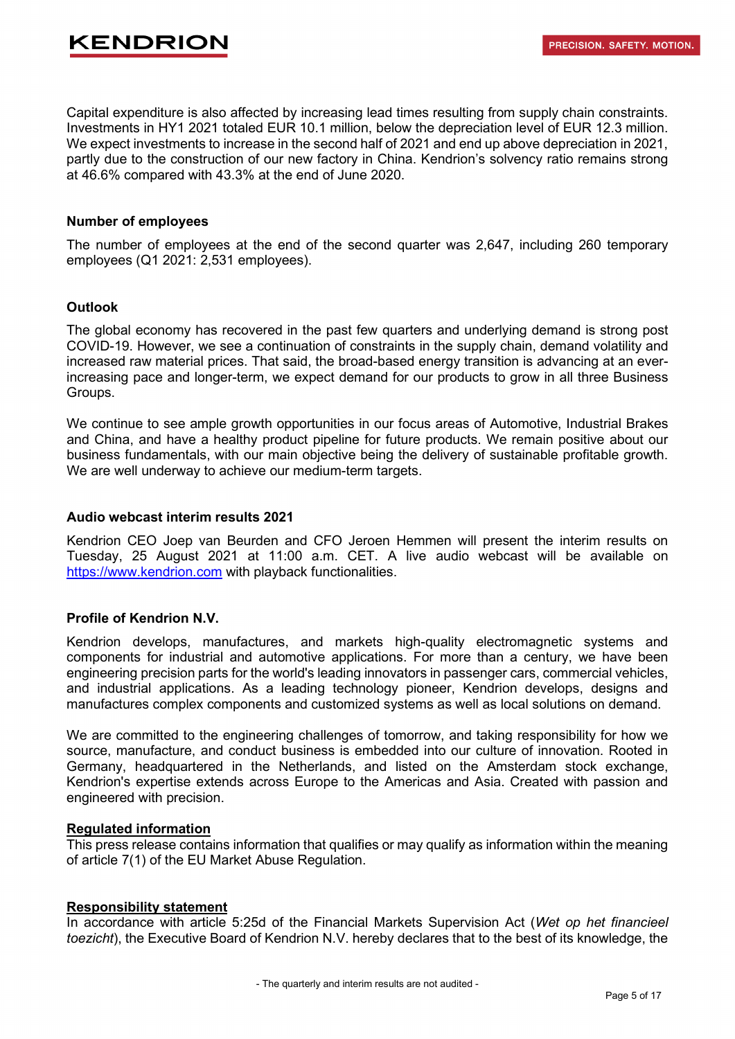Capital expenditure is also affected by increasing lead times resulting from supply chain constraints. Investments in HY1 2021 totaled EUR 10.1 million, below the depreciation level of EUR 12.3 million. We expect investments to increase in the second half of 2021 and end up above depreciation in 2021, partly due to the construction of our new factory in China. Kendrion's solvency ratio remains strong at 46.6% compared with 43.3% at the end of June 2020.

### Number of employees

The number of employees at the end of the second quarter was 2,647, including 260 temporary employees (Q1 2021: 2,531 employees).

### Outlook

The global economy has recovered in the past few quarters and underlying demand is strong post COVID-19. However, we see a continuation of constraints in the supply chain, demand volatility and increased raw material prices. That said, the broad-based energy transition is advancing at an ever-increasing pace and longer-term, we expect demand for our products to grow in all three Business Groups.

We continue to see ample growth opportunities in our focus areas of Automotive, Industrial Brakes and China, and have a healthy product pipeline for future products. We remain positive about our business fundamentals, with our main objective being the delivery of sustainable profitable growth. We are well underway to achieve our medium-term targets.

### Audio webcast interim results 2021

Kendrion CEO Joep van Beurden and CFO Jeroen Hemmen will present the interim results on Tuesday, 25 August 2021 at 11:00 a.m. CET. A live audio webcast will be available on [https://www.kendrion.com](https://www.kendrion.com) with playback functionalities.

### Profile of Kendrion N.V.

Kendrion develops, manufactures, and markets high-quality electromagnetic systems and components for industrial and automotive applications. For more than a century, we have been engineering precision parts for the world's leading innovators in passenger cars, commercial vehicles, and industrial applications. As a leading technology pioneer, Kendrion develops, designs and manufactures complex components and customized systems as well as local solutions on demand.

We are committed to the engineering challenges of tomorrow, and taking responsibility for how we source, manufacture, and conduct business is embedded into our culture of innovation. Rooted in Germany, headquartered in the Netherlands, and listed on the Amsterdam stock exchange, Kendrion's expertise extends across Europe to the Americas and Asia. Created with passion and engineered with precision.

**Regulated information**

This press release contains information that qualifies or may qualify as information within the meaning of article 7(1) of the EU Market Abuse Regulation.

**Responsibility statement**

In accordance with article 5:25d of the Financial Markets Supervision Act (*Wet op het financieel toezicht*), the Executive Board of Kendrion N.V. hereby declares that to the best of its knowledge, the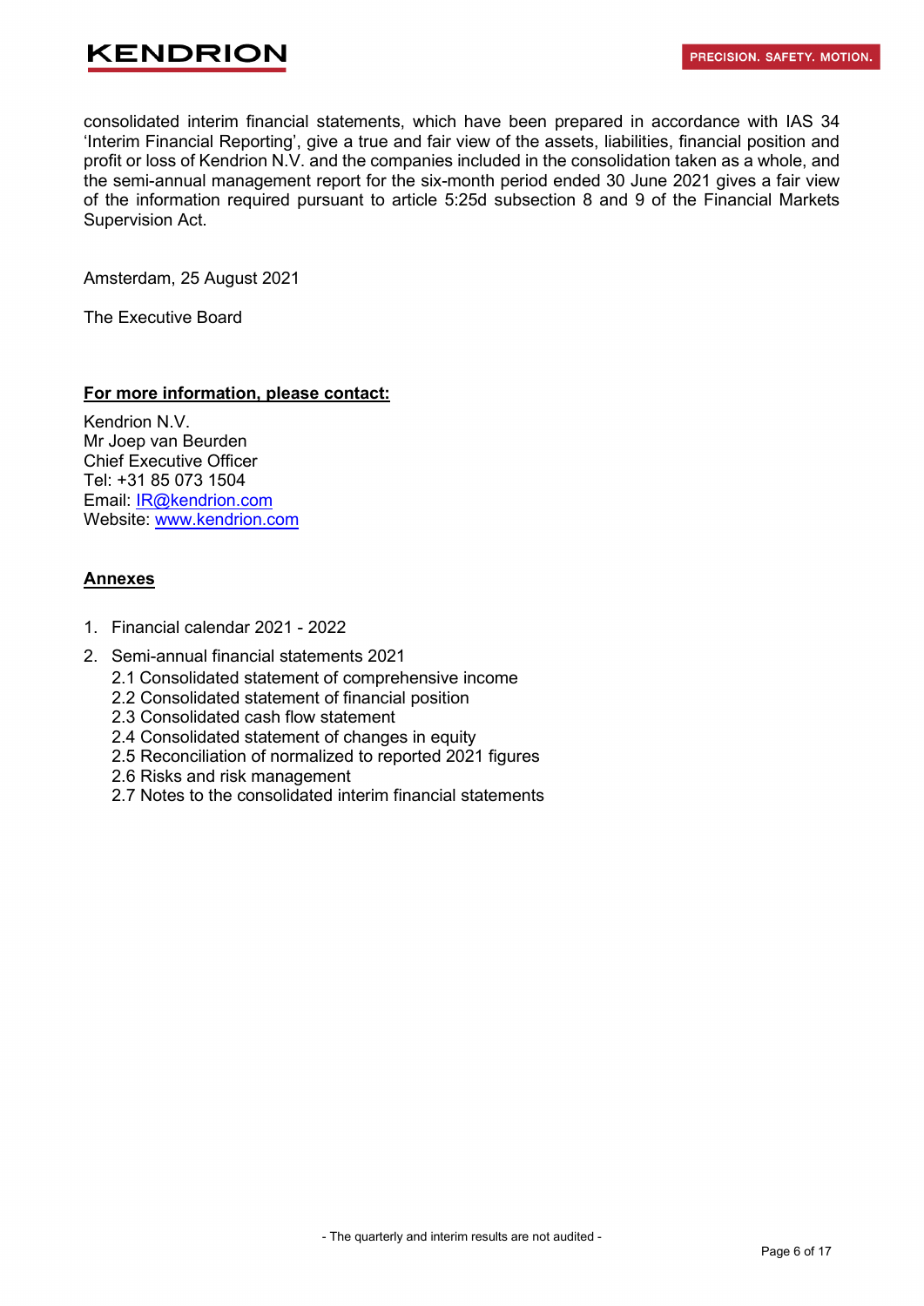consolidated interim financial statements, which have been prepared in accordance with IAS 34 'Interim Financial Reporting', give a true and fair view of the assets, liabilities, financial position and profit or loss of Kendrion N.V. and the companies included in the consolidation taken as a whole, and the semi-annual management report for the six-month period ended 30 June 2021 gives a fair view of the information required pursuant to article 5:25d subsection 8 and 9 of the Financial Markets Supervision Act.

Amsterdam, 25 August 2021

The Executive Board

**For more information, please contact:**

Kendrion N.V.
Mr Joep van Beurden
Chief Executive Officer
Tel: +31 85 073 1504
Email: IR@kendrion.com
Website: www.kendrion.com

**Annexes**

1. Financial calendar 2021 - 2022
2. Semi-annual financial statements 2021
   2.1 Consolidated statement of comprehensive income
   2.2 Consolidated statement of financial position
   2.3 Consolidated cash flow statement
   2.4 Consolidated statement of changes in equity
   2.5 Reconciliation of normalized to reported 2021 figures
   2.6 Risks and risk management
   2.7 Notes to the consolidated interim financial statements

- The quarterly and interim results are not audited -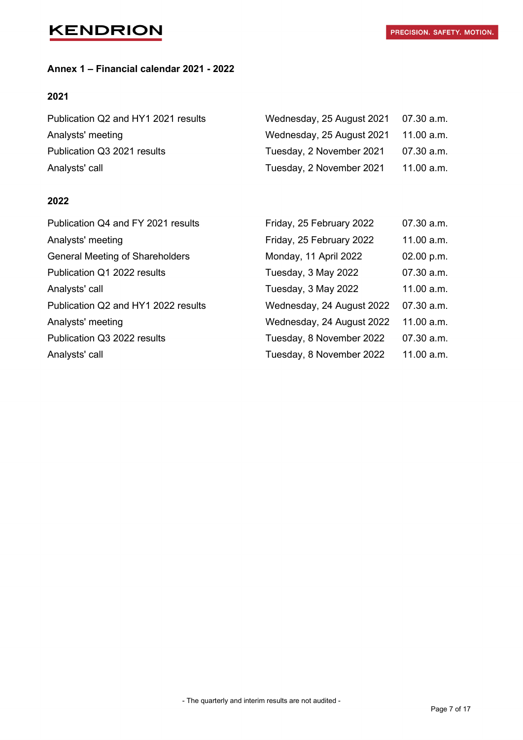## Annex 1 – Financial calendar 2021 - 2022

### 2021

| | | |
|---|---|---|
| Publication Q2 and HY1 2021 results | Wednesday, 25 August 2021 | 07.30 a.m. |
| Analysts' meeting | Wednesday, 25 August 2021 | 11.00 a.m. |
| Publication Q3 2021 results | Tuesday, 2 November 2021 | 07.30 a.m. |
| Analysts' call | Tuesday, 2 November 2021 | 11.00 a.m. |

### 2022

| | | |
|---|---|---|
| Publication Q4 and FY 2021 results | Friday, 25 February 2022 | 07.30 a.m. |
| Analysts' meeting | Friday, 25 February 2022 | 11.00 a.m. |
| General Meeting of Shareholders | Monday, 11 April 2022 | 02.00 p.m. |
| Publication Q1 2022 results | Tuesday, 3 May 2022 | 07.30 a.m. |
| Analysts' call | Tuesday, 3 May 2022 | 11.00 a.m. |
| Publication Q2 and HY1 2022 results | Wednesday, 24 August 2022 | 07.30 a.m. |
| Analysts' meeting | Wednesday, 24 August 2022 | 11.00 a.m. |
| Publication Q3 2022 results | Tuesday, 8 November 2022 | 07.30 a.m. |
| Analysts' call | Tuesday, 8 November 2022 | 11.00 a.m. |

- The quarterly and interim results are not audited -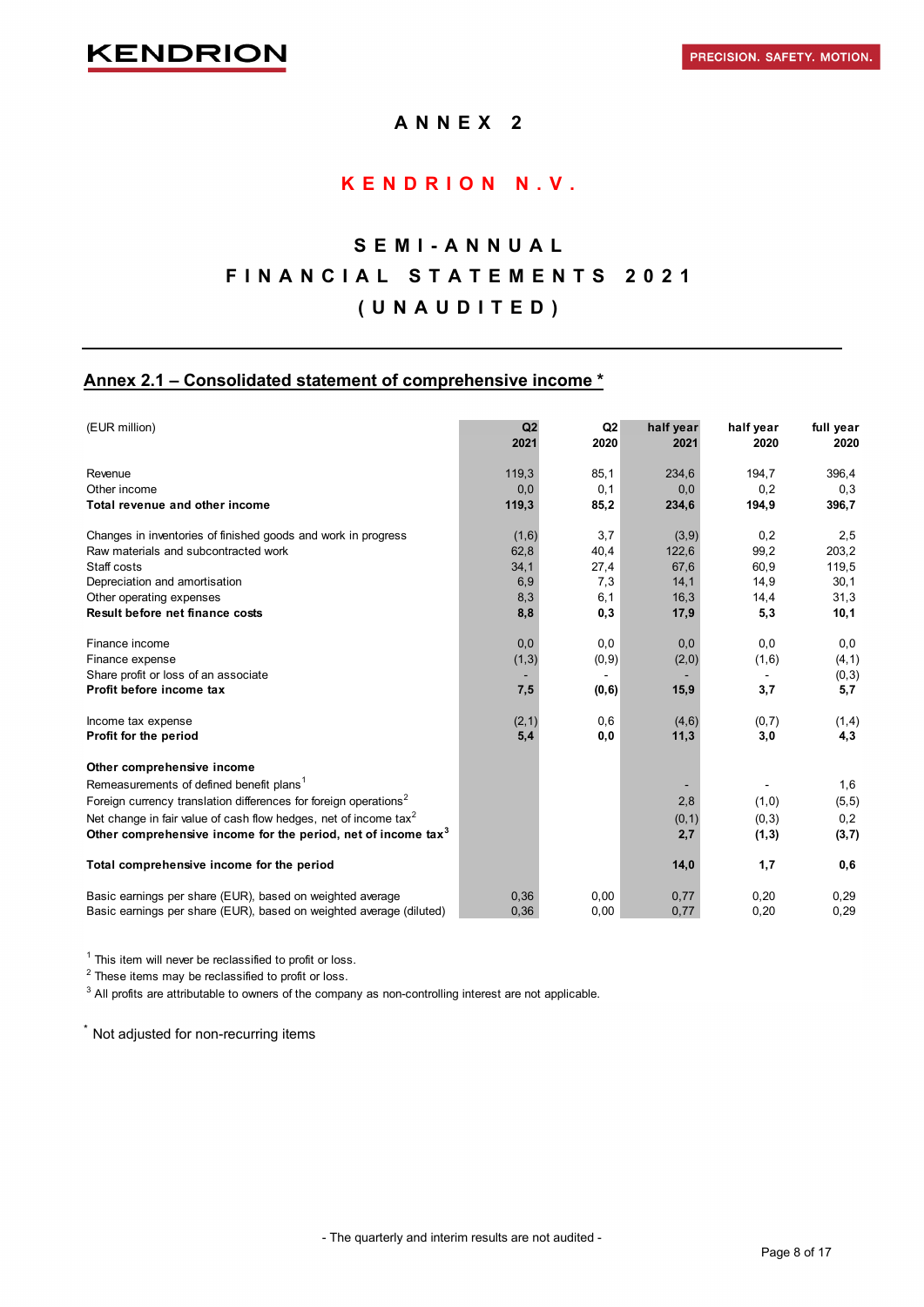# ANNEX 2

# KENDRION N.V.

# SEMI-ANNUAL FINANCIAL STATEMENTS 2021 (UNAUDITED)

## Annex 2.1 – Consolidated statement of comprehensive income *

| (EUR million) | Q2 2021 | Q2 2020 | half year 2021 | half year 2020 | full year 2020 |
|---|---|---|---|---|---|
| Revenue | 119,3 | 85,1 | 234,6 | 194,7 | 396,4 |
| Other income | 0,0 | 0,1 | 0,0 | 0,2 | 0,3 |
| **Total revenue and other income** | **119,3** | **85,2** | **234,6** | **194,9** | **396,7** |
| | | | | | |
| Changes in inventories of finished goods and work in progress | (1,6) | 3,7 | (3,9) | 0,2 | 2,5 |
| Raw materials and subcontracted work | 62,8 | 40,4 | 122,6 | 99,2 | 203,2 |
| Staff costs | 34,1 | 27,4 | 67,6 | 60,9 | 119,5 |
| Depreciation and amortisation | 6,9 | 7,3 | 14,1 | 14,9 | 30,1 |
| Other operating expenses | 8,3 | 6,1 | 16,3 | 14,4 | 31,3 |
| **Result before net finance costs** | **8,8** | **0,3** | **17,9** | **5,3** | **10,1** |
| | | | | | |
| Finance income | 0,0 | 0,0 | 0,0 | 0,0 | 0,0 |
| Finance expense | (1,3) | (0,9) | (2,0) | (1,6) | (4,1) |
| Share profit or loss of an associate | - | - | - | - | (0,3) |
| **Profit before income tax** | **7,5** | **(0,6)** | **15,9** | **3,7** | **5,7** |
| | | | | | |
| Income tax expense | (2,1) | 0,6 | (4,6) | (0,7) | (1,4) |
| **Profit for the period** | **5,4** | **0,0** | **11,3** | **3,0** | **4,3** |
| | | | | | |
| **Other comprehensive income** | | | | | |
| Remeasurements of defined benefit plans[1] | | | - | - | 1,6 |
| Foreign currency translation differences for foreign operations[2] | | | 2,8 | (1,0) | (5,5) |
| Net change in fair value of cash flow hedges, net of income tax[2] | | | (0,1) | (0,3) | 0,2 |
| **Other comprehensive income for the period, net of income tax[3]** | | | **2,7** | **(1,3)** | **(3,7)** |
| | | | | | |
| **Total comprehensive income for the period** | | | **14,0** | **1,7** | **0,6** |
| | | | | | |
| Basic earnings per share (EUR), based on weighted average | 0,36 | 0,00 | 0,77 | 0,20 | 0,29 |
| Basic earnings per share (EUR), based on weighted average (diluted) | 0,36 | 0,00 | 0,77 | 0,20 | 0,29 |

[1] This item will never be reclassified to profit or loss.

[2] These items may be reclassified to profit or loss.

[3] All profits are attributable to owners of the company as non-controlling interest are not applicable.

* Not adjusted for non-recurring items

- The quarterly and interim results are not audited -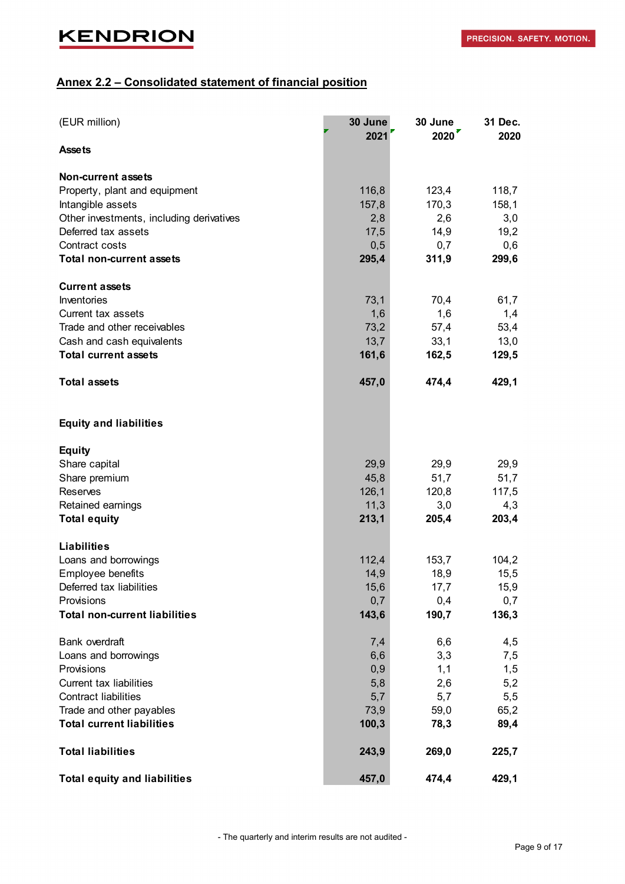## Annex 2.2 – Consolidated statement of financial position

| (EUR million) | 30 June 2021 | 30 June 2020 | 31 Dec. 2020 |
|---|---|---|---|
| **Assets** | | | |
| | | | |
| **Non-current assets** | | | |
| Property, plant and equipment | 116,8 | 123,4 | 118,7 |
| Intangible assets | 157,8 | 170,3 | 158,1 |
| Other investments, including derivatives | 2,8 | 2,6 | 3,0 |
| Deferred tax assets | 17,5 | 14,9 | 19,2 |
| Contract costs | 0,5 | 0,7 | 0,6 |
| **Total non-current assets** | **295,4** | **311,9** | **299,6** |
| | | | |
| **Current assets** | | | |
| Inventories | 73,1 | 70,4 | 61,7 |
| Current tax assets | 1,6 | 1,6 | 1,4 |
| Trade and other receivables | 73,2 | 57,4 | 53,4 |
| Cash and cash equivalents | 13,7 | 33,1 | 13,0 |
| **Total current assets** | **161,6** | **162,5** | **129,5** |
| | | | |
| **Total assets** | **457,0** | **474,4** | **429,1** |
| | | | |
| **Equity and liabilities** | | | |
| | | | |
| **Equity** | | | |
| Share capital | 29,9 | 29,9 | 29,9 |
| Share premium | 45,8 | 51,7 | 51,7 |
| Reserves | 126,1 | 120,8 | 117,5 |
| Retained earnings | 11,3 | 3,0 | 4,3 |
| **Total equity** | **213,1** | **205,4** | **203,4** |
| | | | |
| **Liabilities** | | | |
| Loans and borrowings | 112,4 | 153,7 | 104,2 |
| Employee benefits | 14,9 | 18,9 | 15,5 |
| Deferred tax liabilities | 15,6 | 17,7 | 15,9 |
| Provisions | 0,7 | 0,4 | 0,7 |
| **Total non-current liabilities** | **143,6** | **190,7** | **136,3** |
| | | | |
| Bank overdraft | 7,4 | 6,6 | 4,5 |
| Loans and borrowings | 6,6 | 3,3 | 7,5 |
| Provisions | 0,9 | 1,1 | 1,5 |
| Current tax liabilities | 5,8 | 2,6 | 5,2 |
| Contract liabilities | 5,7 | 5,7 | 5,5 |
| Trade and other payables | 73,9 | 59,0 | 65,2 |
| **Total current liabilities** | **100,3** | **78,3** | **89,4** |
| | | | |
| **Total liabilities** | **243,9** | **269,0** | **225,7** |
| | | | |
| **Total equity and liabilities** | **457,0** | **474,4** | **429,1** |

- The quarterly and interim results are not audited -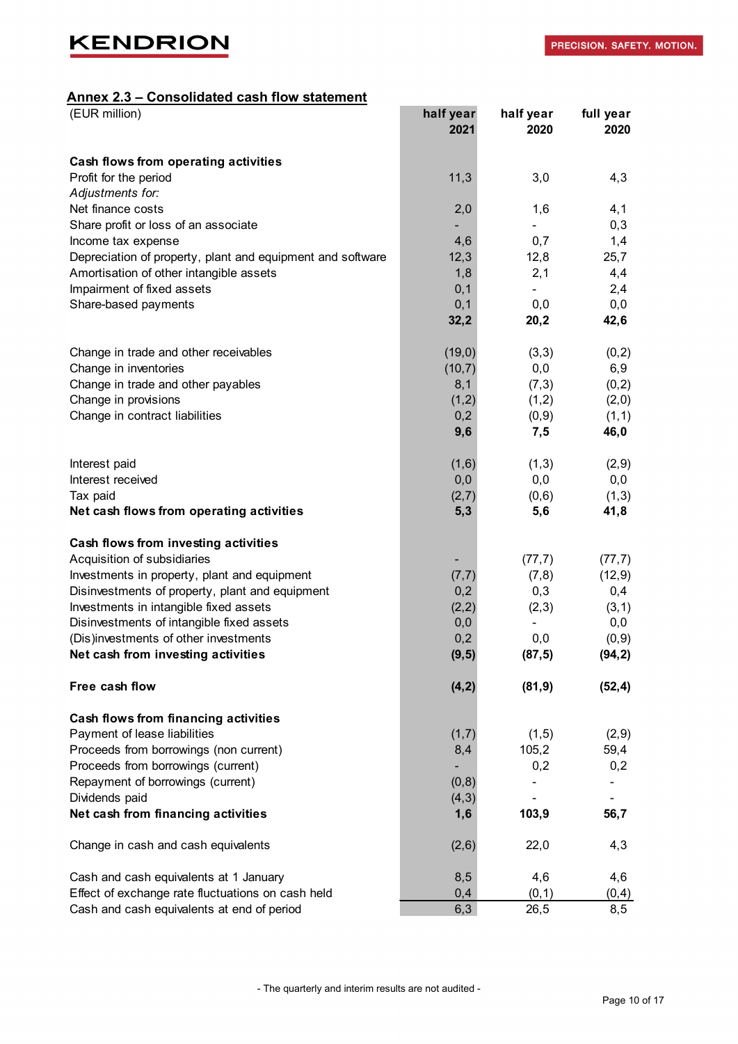## Annex 2.3 – Consolidated cash flow statement

| (EUR million) | half year 2021 | half year 2020 | full year 2020 |
|---|---|---|---|
| **Cash flows from operating activities** | | | |
| Profit for the period | 11,3 | 3,0 | 4,3 |
| *Adjustments for:* | | | |
| Net finance costs | 2,0 | 1,6 | 4,1 |
| Share profit or loss of an associate | - | - | 0,3 |
| Income tax expense | 4,6 | 0,7 | 1,4 |
| Depreciation of property, plant and equipment and software | 12,3 | 12,8 | 25,7 |
| Amortisation of other intangible assets | 1,8 | 2,1 | 4,4 |
| Impairment of fixed assets | 0,1 | - | 2,4 |
| Share-based payments | 0,1 | 0,0 | 0,0 |
| | **32,2** | **20,2** | **42,6** |
| Change in trade and other receivables | (19,0) | (3,3) | (0,2) |
| Change in inventories | (10,7) | 0,0 | 6,9 |
| Change in trade and other payables | 8,1 | (7,3) | (0,2) |
| Change in provisions | (1,2) | (1,2) | (2,0) |
| Change in contract liabilities | 0,2 | (0,9) | (1,1) |
| | **9,6** | **7,5** | **46,0** |
| Interest paid | (1,6) | (1,3) | (2,9) |
| Interest received | 0,0 | 0,0 | 0,0 |
| Tax paid | (2,7) | (0,6) | (1,3) |
| **Net cash flows from operating activities** | **5,3** | **5,6** | **41,8** |
| **Cash flows from investing activities** | | | |
| Acquisition of subsidiaries | - | (77,7) | (77,7) |
| Investments in property, plant and equipment | (7,7) | (7,8) | (12,9) |
| Disinvestments of property, plant and equipment | 0,2 | 0,3 | 0,4 |
| Investments in intangible fixed assets | (2,2) | (2,3) | (3,1) |
| Disinvestments of intangible fixed assets | 0,0 | - | 0,0 |
| (Dis)investments of other investments | 0,2 | 0,0 | (0,9) |
| **Net cash from investing activities** | **(9,5)** | **(87,5)** | **(94,2)** |
| **Free cash flow** | **(4,2)** | **(81,9)** | **(52,4)** |
| **Cash flows from financing activities** | | | |
| Payment of lease liabilities | (1,7) | (1,5) | (2,9) |
| Proceeds from borrowings (non current) | 8,4 | 105,2 | 59,4 |
| Proceeds from borrowings (current) | - | 0,2 | 0,2 |
| Repayment of borrowings (current) | (0,8) | - | - |
| Dividends paid | (4,3) | - | - |
| **Net cash from financing activities** | **1,6** | **103,9** | **56,7** |
| Change in cash and cash equivalents | (2,6) | 22,0 | 4,3 |
| Cash and cash equivalents at 1 January | 8,5 | 4,6 | 4,6 |
| Effect of exchange rate fluctuations on cash held | 0,4 | (0,1) | (0,4) |
| Cash and cash equivalents at end of period | 6,3 | 26,5 | 8,5 |

- The quarterly and interim results are not audited -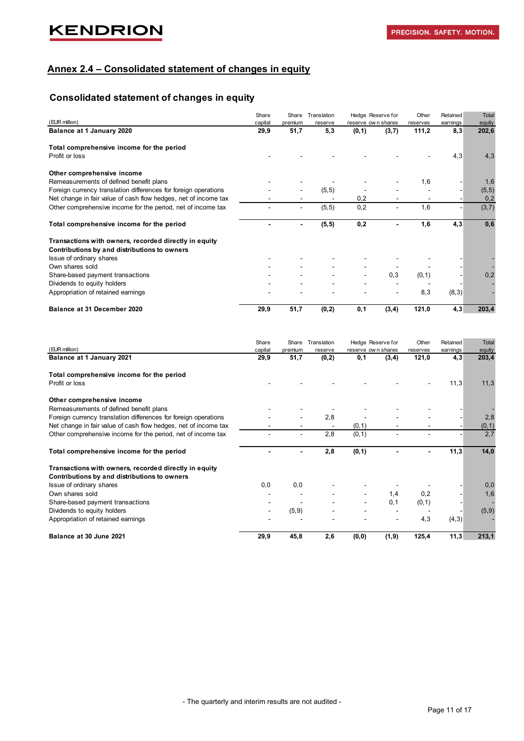## Annex 2.4 – Consolidated statement of changes in equity

### Consolidated statement of changes in equity

| (EUR million) | Share capital | Share premium | Translation reserve | Hedge reserve | Reserve for own shares | Other reserves | Retained earnings | Total equity |
|---|---|---|---|---|---|---|---|---|
| **Balance at 1 January 2020** | **29,9** | **51,7** | **5,3** | **(0,1)** | **(3,7)** | **111,2** | **8,3** | **202,6** |
| | | | | | | | | |
| **Total comprehensive income for the period** | | | | | | | | |
| Profit or loss | - | - | - | - | - | - | 4,3 | 4,3 |
| | | | | | | | | |
| **Other comprehensive income** | | | | | | | | |
| Remeasurements of defined benefit plans | - | - | - | - | - | 1,6 | - | 1,6 |
| Foreign currency translation differences for foreign operations | - | - | (5,5) | - | - | - | - | (5,5) |
| Net change in fair value of cash flow hedges, net of income tax | - | - | - | 0,2 | - | - | - | 0,2 |
| Other comprehensive income for the period, net of income tax | - | - | (5,5) | 0,2 | - | 1,6 | - | (3,7) |
| | | | | | | | | |
| **Total comprehensive income for the period** | **-** | **-** | **(5,5)** | **0,2** | **-** | **1,6** | **4,3** | **0,6** |
| | | | | | | | | |
| **Transactions with owners, recorded directly in equity** | | | | | | | | |
| **Contributions by and distributions to owners** | | | | | | | | |
| Issue of ordinary shares | - | - | - | - | - | - | - | - |
| Own shares sold | - | - | - | - | - | - | - | - |
| Share-based payment transactions | - | - | - | - | 0,3 | (0,1) | - | 0,2 |
| Dividends to equity holders | - | - | - | - | - | - | - | - |
| Appropriation of retained earnings | - | - | - | - | - | 8,3 | (8,3) | - |
| | | | | | | | | |
| **Balance at 31 December 2020** | **29,9** | **51,7** | **(0,2)** | **0,1** | **(3,4)** | **121,0** | **4,3** | **203,4** |

| (EUR million) | Share capital | Share premium | Translation reserve | Hedge reserve | Reserve for own shares | Other reserves | Retained earnings | Total equity |
|---|---|---|---|---|---|---|---|---|
| **Balance at 1 January 2021** | **29,9** | **51,7** | **(0,2)** | **0,1** | **(3,4)** | **121,0** | **4,3** | **203,4** |
| | | | | | | | | |
| **Total comprehensive income for the period** | | | | | | | | |
| Profit or loss | - | - | - | - | - | - | 11,3 | 11,3 |
| | | | | | | | | |
| **Other comprehensive income** | | | | | | | | |
| Remeasurements of defined benefit plans | - | - | - | - | - | - | - | - |
| Foreign currency translation differences for foreign operations | - | - | 2,8 | - | - | - | - | 2,8 |
| Net change in fair value of cash flow hedges, net of income tax | - | - | - | (0,1) | - | - | - | (0,1) |
| Other comprehensive income for the period, net of income tax | - | - | 2,8 | (0,1) | - | - | - | 2,7 |
| | | | | | | | | |
| **Total comprehensive income for the period** | **-** | **-** | **2,8** | **(0,1)** | **-** | **-** | **11,3** | **14,0** |
| | | | | | | | | |
| **Transactions with owners, recorded directly in equity** | | | | | | | | |
| **Contributions by and distributions to owners** | | | | | | | | |
| Issue of ordinary shares | 0,0 | 0,0 | - | - | - | - | - | 0,0 |
| Own shares sold | - | - | - | - | 1,4 | 0,2 | - | 1,6 |
| Share-based payment transactions | - | - | - | - | 0,1 | (0,1) | - | - |
| Dividends to equity holders | - | (5,9) | - | - | - | - | - | (5,9) |
| Appropriation of retained earnings | - | - | - | - | - | 4,3 | (4,3) | - |
| | | | | | | | | |
| **Balance at 30 June 2021** | **29,9** | **45,8** | **2,6** | **(0,0)** | **(1,9)** | **125,4** | **11,3** | **213,1** |

- The quarterly and interim results are not audited -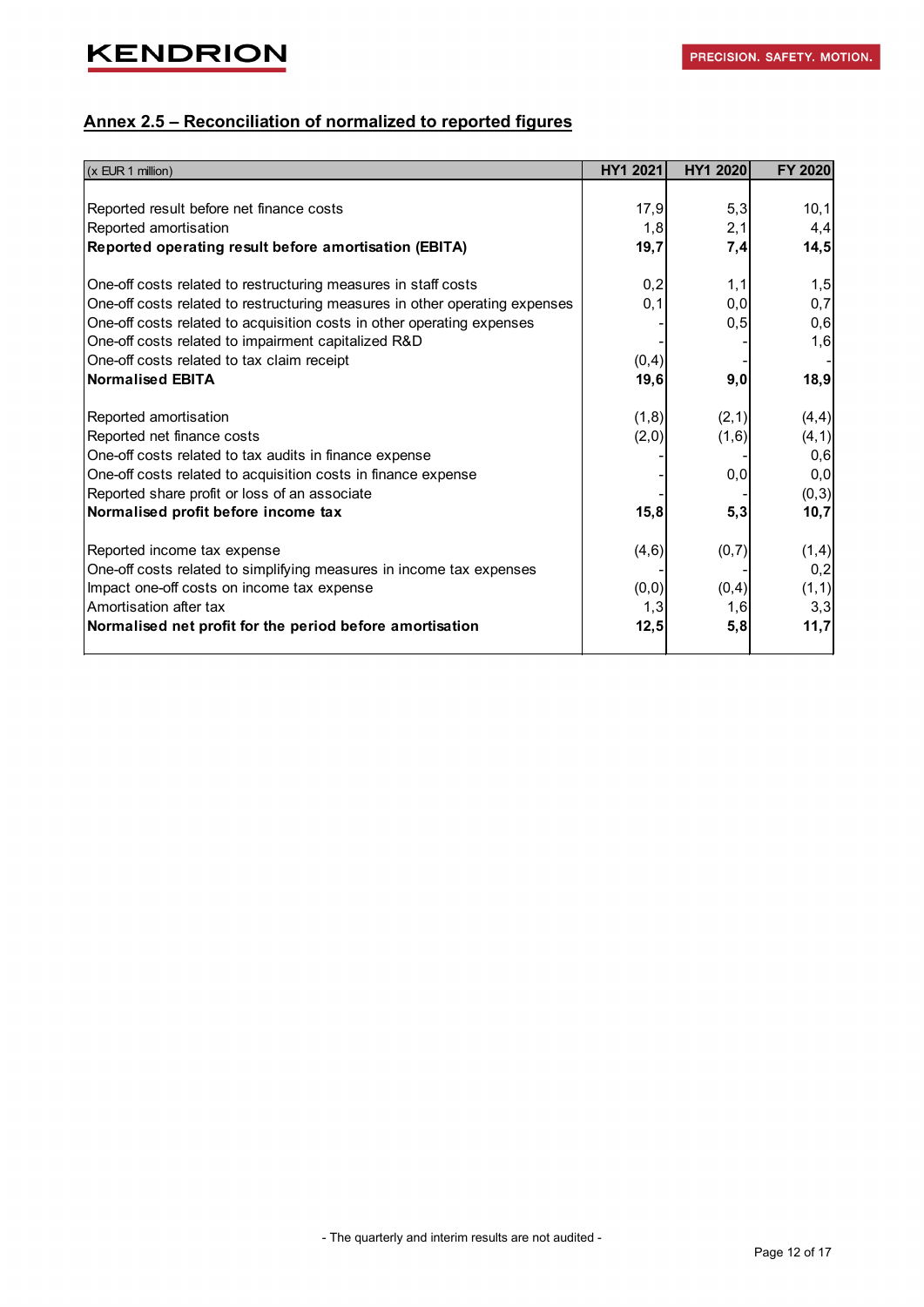## Annex 2.5 – Reconciliation of normalized to reported figures

| (x EUR 1 million) | HY1 2021 | HY1 2020 | FY 2020 |
|---|---|---|---|
| Reported result before net finance costs | 17,9 | 5,3 | 10,1 |
| Reported amortisation | 1,8 | 2,1 | 4,4 |
| **Reported operating result before amortisation (EBITA)** | **19,7** | **7,4** | **14,5** |
| | | | |
| One-off costs related to restructuring measures in staff costs | 0,2 | 1,1 | 1,5 |
| One-off costs related to restructuring measures in other operating expenses | 0,1 | 0,0 | 0,7 |
| One-off costs related to acquisition costs in other operating expenses | - | 0,5 | 0,6 |
| One-off costs related to impairment capitalized R&D | - | - | 1,6 |
| One-off costs related to tax claim receipt | (0,4) | - | - |
| **Normalised EBITA** | **19,6** | **9,0** | **18,9** |
| | | | |
| Reported amortisation | (1,8) | (2,1) | (4,4) |
| Reported net finance costs | (2,0) | (1,6) | (4,1) |
| One-off costs related to tax audits in finance expense | - | - | 0,6 |
| One-off costs related to acquisition costs in finance expense | - | 0,0 | 0,0 |
| Reported share profit or loss of an associate | - | - | (0,3) |
| **Normalised profit before income tax** | **15,8** | **5,3** | **10,7** |
| | | | |
| Reported income tax expense | (4,6) | (0,7) | (1,4) |
| One-off costs related to simplifying measures in income tax expenses | - | - | 0,2 |
| Impact one-off costs on income tax expense | (0,0) | (0,4) | (1,1) |
| Amortisation after tax | 1,3 | 1,6 | 3,3 |
| **Normalised net profit for the period before amortisation** | **12,5** | **5,8** | **11,7** |

- The quarterly and interim results are not audited -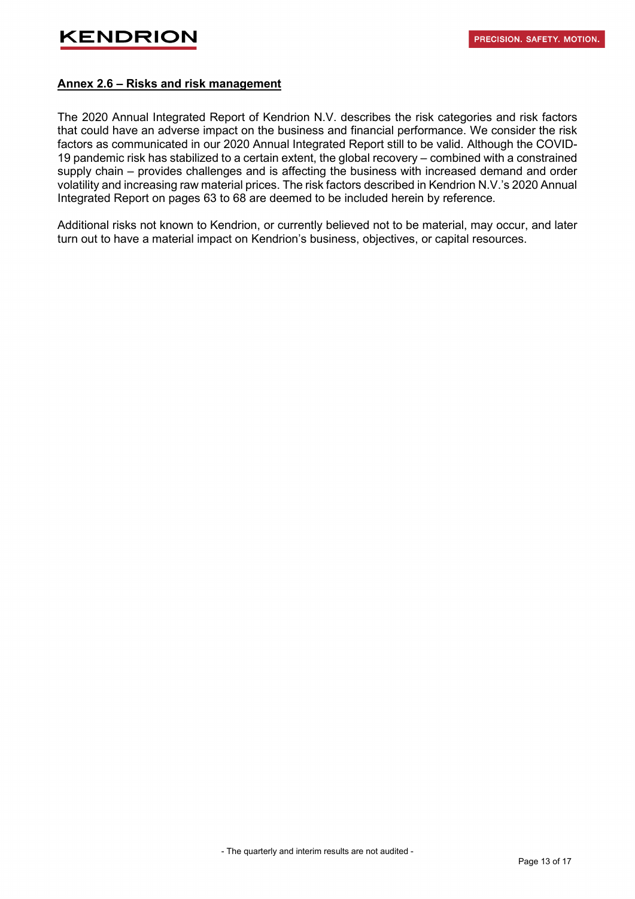## Annex 2.6 – Risks and risk management

The 2020 Annual Integrated Report of Kendrion N.V. describes the risk categories and risk factors that could have an adverse impact on the business and financial performance. We consider the risk factors as communicated in our 2020 Annual Integrated Report still to be valid. Although the COVID-19 pandemic risk has stabilized to a certain extent, the global recovery – combined with a constrained supply chain – provides challenges and is affecting the business with increased demand and order volatility and increasing raw material prices. The risk factors described in Kendrion N.V.'s 2020 Annual Integrated Report on pages 63 to 68 are deemed to be included herein by reference.

Additional risks not known to Kendrion, or currently believed not to be material, may occur, and later turn out to have a material impact on Kendrion's business, objectives, or capital resources.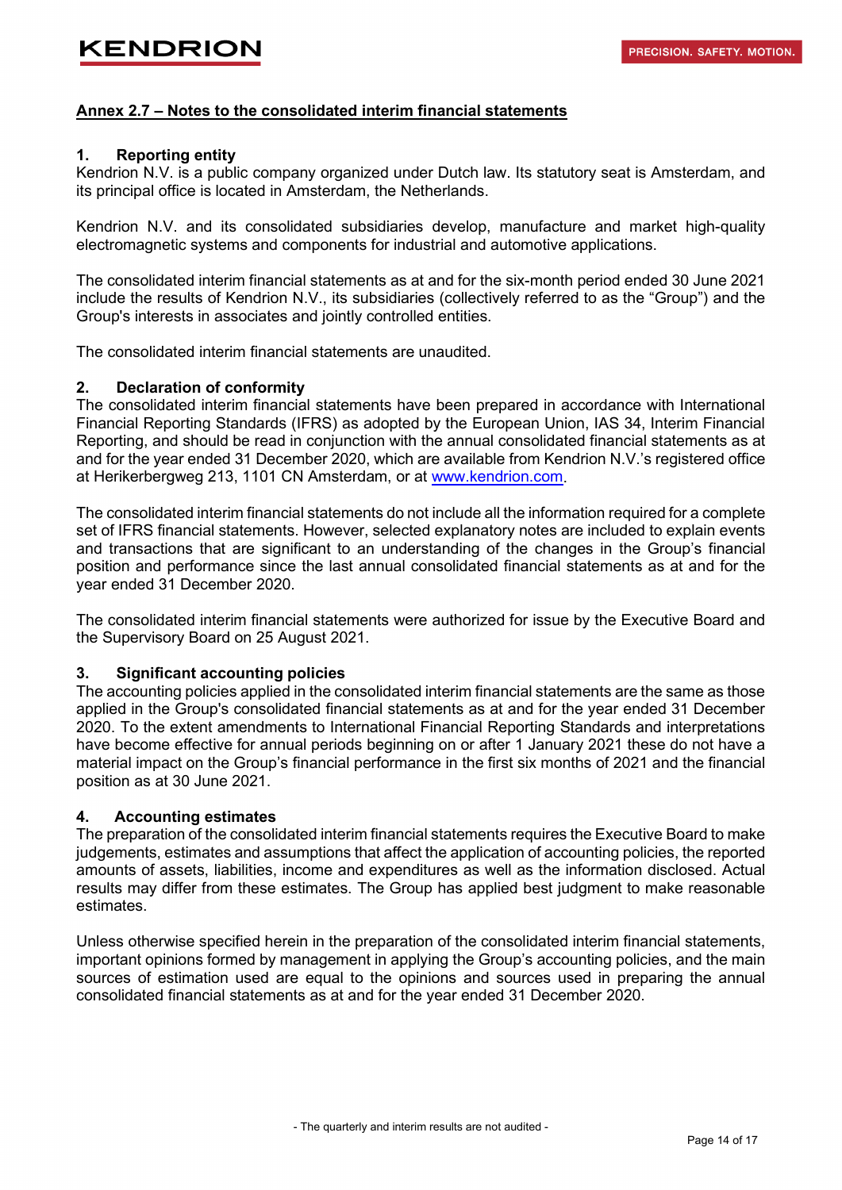## Annex 2.7 – Notes to the consolidated interim financial statements

### 1. Reporting entity

Kendrion N.V. is a public company organized under Dutch law. Its statutory seat is Amsterdam, and its principal office is located in Amsterdam, the Netherlands.

Kendrion N.V. and its consolidated subsidiaries develop, manufacture and market high-quality electromagnetic systems and components for industrial and automotive applications.

The consolidated interim financial statements as at and for the six-month period ended 30 June 2021 include the results of Kendrion N.V., its subsidiaries (collectively referred to as the "Group") and the Group's interests in associates and jointly controlled entities.

The consolidated interim financial statements are unaudited.

### 2. Declaration of conformity

The consolidated interim financial statements have been prepared in accordance with International Financial Reporting Standards (IFRS) as adopted by the European Union, IAS 34, Interim Financial Reporting, and should be read in conjunction with the annual consolidated financial statements as at and for the year ended 31 December 2020, which are available from Kendrion N.V.'s registered office at Herikerbergweg 213, 1101 CN Amsterdam, or at www.kendrion.com.

The consolidated interim financial statements do not include all the information required for a complete set of IFRS financial statements. However, selected explanatory notes are included to explain events and transactions that are significant to an understanding of the changes in the Group's financial position and performance since the last annual consolidated financial statements as at and for the year ended 31 December 2020.

The consolidated interim financial statements were authorized for issue by the Executive Board and the Supervisory Board on 25 August 2021.

### 3. Significant accounting policies

The accounting policies applied in the consolidated interim financial statements are the same as those applied in the Group's consolidated financial statements as at and for the year ended 31 December 2020. To the extent amendments to International Financial Reporting Standards and interpretations have become effective for annual periods beginning on or after 1 January 2021 these do not have a material impact on the Group's financial performance in the first six months of 2021 and the financial position as at 30 June 2021.

### 4. Accounting estimates

The preparation of the consolidated interim financial statements requires the Executive Board to make judgements, estimates and assumptions that affect the application of accounting policies, the reported amounts of assets, liabilities, income and expenditures as well as the information disclosed. Actual results may differ from these estimates. The Group has applied best judgment to make reasonable estimates.

Unless otherwise specified herein in the preparation of the consolidated interim financial statements, important opinions formed by management in applying the Group's accounting policies, and the main sources of estimation used are equal to the opinions and sources used in preparing the annual consolidated financial statements as at and for the year ended 31 December 2020.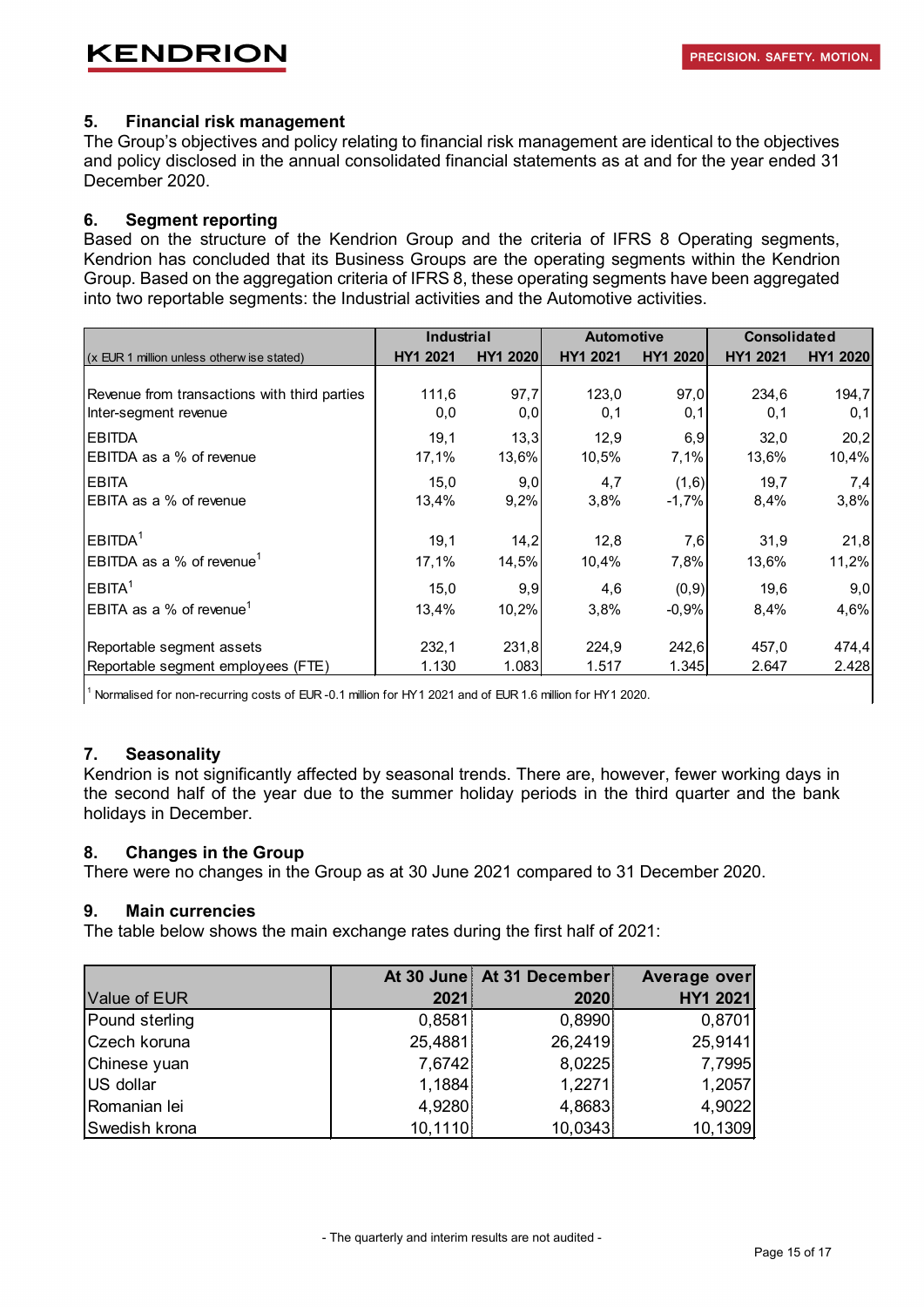## 5. Financial risk management

The Group's objectives and policy relating to financial risk management are identical to the objectives and policy disclosed in the annual consolidated financial statements as at and for the year ended 31 December 2020.

## 6. Segment reporting

Based on the structure of the Kendrion Group and the criteria of IFRS 8 Operating segments, Kendrion has concluded that its Business Groups are the operating segments within the Kendrion Group. Based on the aggregation criteria of IFRS 8, these operating segments have been aggregated into two reportable segments: the Industrial activities and the Automotive activities.

| | Industrial | | Automotive | | Consolidated | |
|---|---|---|---|---|---|---|
| (x EUR 1 million unless otherwise stated) | HY1 2021 | HY1 2020 | HY1 2021 | HY1 2020 | HY1 2021 | HY1 2020 |
| Revenue from transactions with third parties | 111,6 | 97,7 | 123,0 | 97,0 | 234,6 | 194,7 |
| Inter-segment revenue | 0,0 | 0,0 | 0,1 | 0,1 | 0,1 | 0,1 |
| EBITDA | 19,1 | 13,3 | 12,9 | 6,9 | 32,0 | 20,2 |
| EBITDA as a % of revenue | 17,1% | 13,6% | 10,5% | 7,1% | 13,6% | 10,4% |
| EBITA | 15,0 | 9,0 | 4,7 | (1,6) | 19,7 | 7,4 |
| EBITA as a % of revenue | 13,4% | 9,2% | 3,8% | -1,7% | 8,4% | 3,8% |
| EBITDA[1] | 19,1 | 14,2 | 12,8 | 7,6 | 31,9 | 21,8 |
| EBITDA as a % of revenue[1] | 17,1% | 14,5% | 10,4% | 7,8% | 13,6% | 11,2% |
| EBITA[1] | 15,0 | 9,9 | 4,6 | (0,9) | 19,6 | 9,0 |
| EBITA as a % of revenue[1] | 13,4% | 10,2% | 3,8% | -0,9% | 8,4% | 4,6% |
| Reportable segment assets | 232,1 | 231,8 | 224,9 | 242,6 | 457,0 | 474,4 |
| Reportable segment employees (FTE) | 1.130 | 1.083 | 1.517 | 1.345 | 2.647 | 2.428 |

[1] Normalised for non-recurring costs of EUR -0.1 million for HY1 2021 and of EUR 1.6 million for HY1 2020.

## 7. Seasonality

Kendrion is not significantly affected by seasonal trends. There are, however, fewer working days in the second half of the year due to the summer holiday periods in the third quarter and the bank holidays in December.

## 8. Changes in the Group

There were no changes in the Group as at 30 June 2021 compared to 31 December 2020.

## 9. Main currencies

The table below shows the main exchange rates during the first half of 2021:

| Value of EUR | At 30 June 2021 | At 31 December 2020 | Average over HY1 2021 |
|---|---|---|---|
| Pound sterling | 0,8581 | 0,8990 | 0,8701 |
| Czech koruna | 25,4881 | 26,2419 | 25,9141 |
| Chinese yuan | 7,6742 | 8,0225 | 7,7995 |
| US dollar | 1,1884 | 1,2271 | 1,2057 |
| Romanian lei | 4,9280 | 4,8683 | 4,9022 |
| Swedish krona | 10,1110 | 10,0343 | 10,1309 |

- The quarterly and interim results are not audited -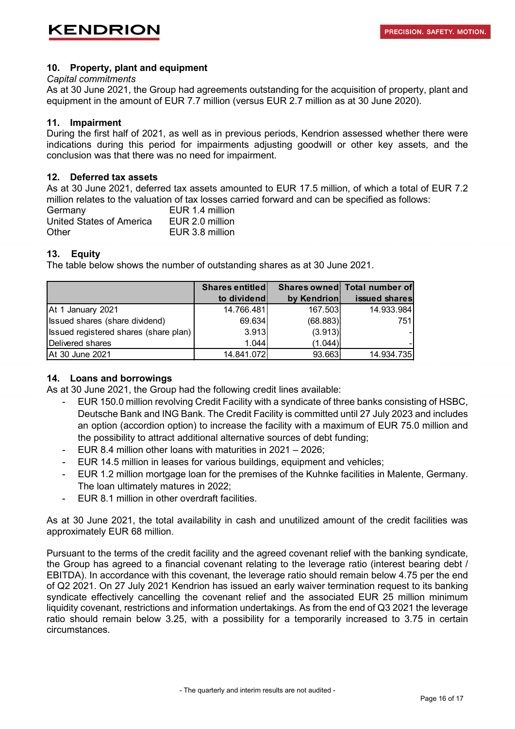## 10. Property, plant and equipment

*Capital commitments*

As at 30 June 2021, the Group had agreements outstanding for the acquisition of property, plant and equipment in the amount of EUR 7.7 million (versus EUR 2.7 million as at 30 June 2020).

## 11. Impairment

During the first half of 2021, as well as in previous periods, Kendrion assessed whether there were indications during this period for impairments adjusting goodwill or other key assets, and the conclusion was that there was no need for impairment.

## 12. Deferred tax assets

As at 30 June 2021, deferred tax assets amounted to EUR 17.5 million, of which a total of EUR 7.2 million relates to the valuation of tax losses carried forward and can be specified as follows:

| | |
|---|---|
| Germany | EUR 1.4 million |
| United States of America | EUR 2.0 million |
| Other | EUR 3.8 million |

## 13. Equity

The table below shows the number of outstanding shares as at 30 June 2021.

| | Shares entitled to dividend | Shares owned by Kendrion | Total number of issued shares |
|---|---|---|---|
| At 1 January 2021 | 14.766.481 | 167.503 | 14.933.984 |
| Issued shares (share dividend) | 69.634 | (68.883) | 751 |
| Issued registered shares (share plan) | 3.913 | (3.913) | - |
| Delivered shares | 1.044 | (1.044) | - |
| At 30 June 2021 | 14.841.072 | 93.663 | 14.934.735 |

## 14. Loans and borrowings

As at 30 June 2021, the Group had the following credit lines available:

- EUR 150.0 million revolving Credit Facility with a syndicate of three banks consisting of HSBC, Deutsche Bank and ING Bank. The Credit Facility is committed until 27 July 2023 and includes an option (accordion option) to increase the facility with a maximum of EUR 75.0 million and the possibility to attract additional alternative sources of debt funding;
- EUR 8.4 million other loans with maturities in 2021 – 2026;
- EUR 14.5 million in leases for various buildings, equipment and vehicles;
- EUR 1.2 million mortgage loan for the premises of the Kuhnke facilities in Malente, Germany. The loan ultimately matures in 2022;
- EUR 8.1 million in other overdraft facilities.

As at 30 June 2021, the total availability in cash and unutilized amount of the credit facilities was approximately EUR 68 million.

Pursuant to the terms of the credit facility and the agreed covenant relief with the banking syndicate, the Group has agreed to a financial covenant relating to the leverage ratio (interest bearing debt / EBITDA). In accordance with this covenant, the leverage ratio should remain below 4.75 per the end of Q2 2021. On 27 July 2021 Kendrion has issued an early waiver termination request to its banking syndicate effectively cancelling the covenant relief and the associated EUR 25 million minimum liquidity covenant, restrictions and information undertakings. As from the end of Q3 2021 the leverage ratio should remain below 3.25, with a possibility for a temporarily increased to 3.75 in certain circumstances.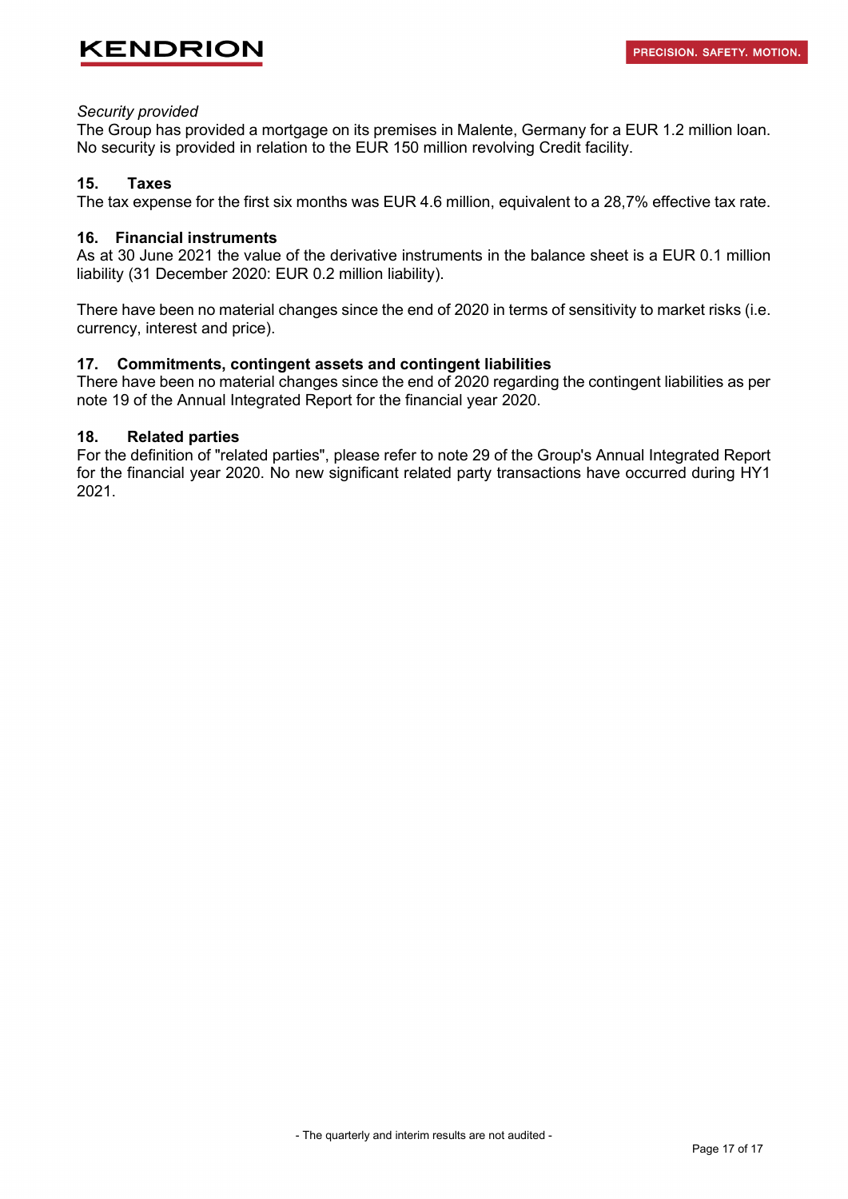*Security provided*
The Group has provided a mortgage on its premises in Malente, Germany for a EUR 1.2 million loan. No security is provided in relation to the EUR 150 million revolving Credit facility.

### 15. Taxes
The tax expense for the first six months was EUR 4.6 million, equivalent to a 28,7% effective tax rate.

### 16. Financial instruments
As at 30 June 2021 the value of the derivative instruments in the balance sheet is a EUR 0.1 million liability (31 December 2020: EUR 0.2 million liability).

There have been no material changes since the end of 2020 in terms of sensitivity to market risks (i.e. currency, interest and price).

### 17. Commitments, contingent assets and contingent liabilities
There have been no material changes since the end of 2020 regarding the contingent liabilities as per note 19 of the Annual Integrated Report for the financial year 2020.

### 18. Related parties
For the definition of "related parties", please refer to note 29 of the Group's Annual Integrated Report for the financial year 2020. No new significant related party transactions have occurred during HY1 2021.

- The quarterly and interim results are not audited -